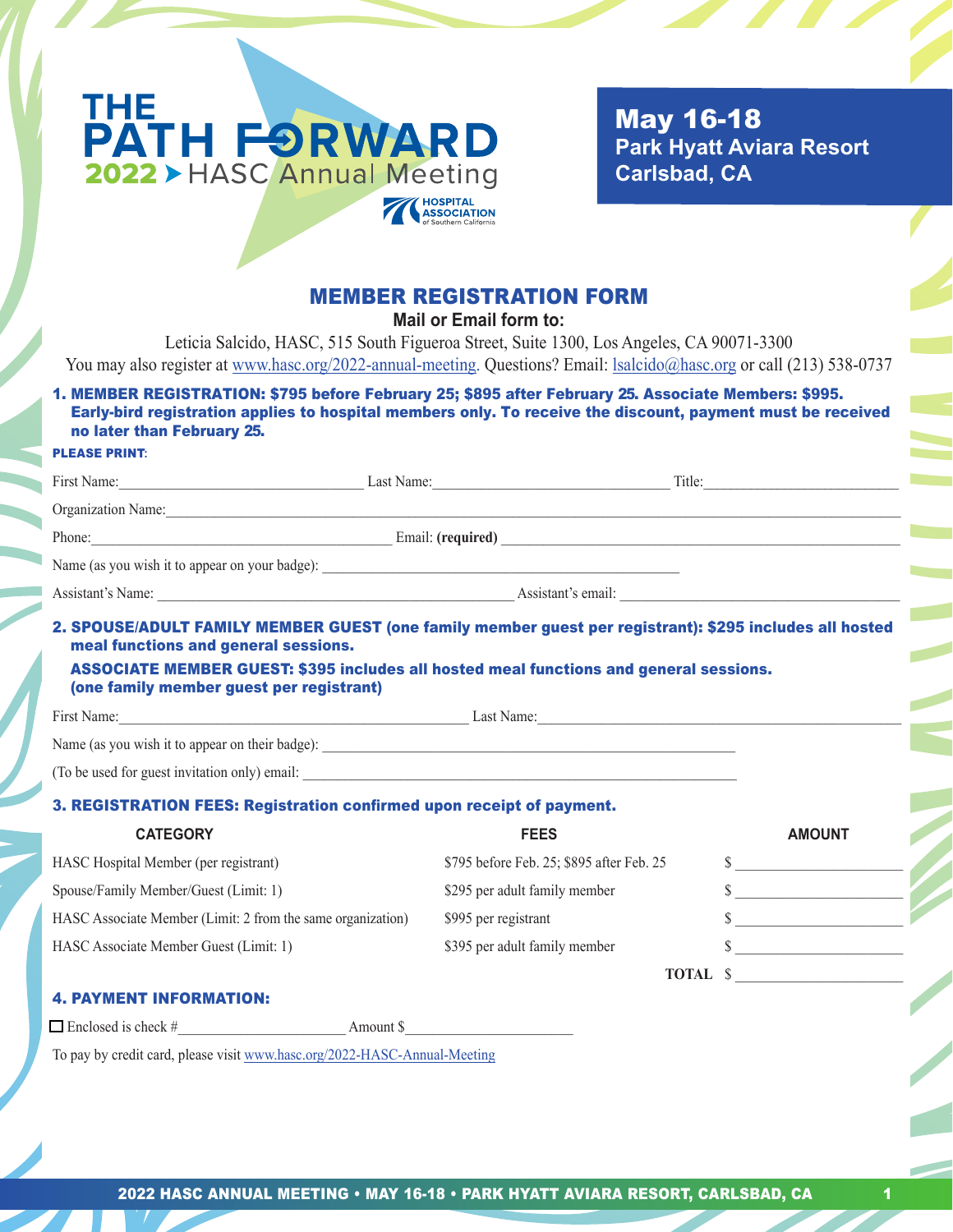# THE PATH FORWARD

**2022 HASC Annual Meeting**

HOSPITAL ASSOCIATION of Southern California

**May 16-18**
**Park Hyatt Aviara Resort**
**Carlsbad, CA**

## MEMBER REGISTRATION FORM

**Mail or Email form to:**

Leticia Salcido, HASC, 515 South Figueroa Street, Suite 1300, Los Angeles, CA 90071-3300

You may also register at www.hasc.org/2022-annual-meeting. Questions? Email: lsalcido@hasc.org or call (213) 538-0737

### 1. MEMBER REGISTRATION: $795 before February 25; $895 after February 25. Associate Members: $995. Early-bird registration applies to hospital members only. To receive the discount, payment must be received no later than February 25.

**PLEASE PRINT**:

First Name:________________________ Last Name:________________________ Title:____________________

Organization Name:____________________________________________________________________

Phone:______________________________ Email: **(required)** ______________________________________

Name (as you wish it to appear on your badge): ____________________________________

Assistant's Name: ____________________________________ Assistant's email: ___________________________

### 2. SPOUSE/ADULT FAMILY MEMBER GUEST (one family member guest per registrant): $295 includes all hosted meal functions and general sessions.

### ASSOCIATE MEMBER GUEST: $395 includes all hosted meal functions and general sessions. (one family member guest per registrant)

First Name:____________________________________ Last Name:____________________________________

Name (as you wish it to appear on their badge): ____________________________________________

(To be used for guest invitation only) email: ______________________________________________

### 3. REGISTRATION FEES: Registration confirmed upon receipt of payment.

| CATEGORY | FEES | AMOUNT |
|---|---|---|
| HASC Hospital Member (per registrant) | $795 before Feb. 25; $895 after Feb. 25 | $ ________________ |
| Spouse/Family Member/Guest (Limit: 1) | $295 per adult family member | $ ________________ |
| HASC Associate Member (Limit: 2 from the same organization) | $995 per registrant | $ ________________ |
| HASC Associate Member Guest (Limit: 1) | $395 per adult family member | $ ________________ |
| | **TOTAL** | $ ________________ |

### 4. PAYMENT INFORMATION:

☐ Enclosed is check #________________ Amount $________________

To pay by credit card, please visit www.hasc.org/2022-HASC-Annual-Meeting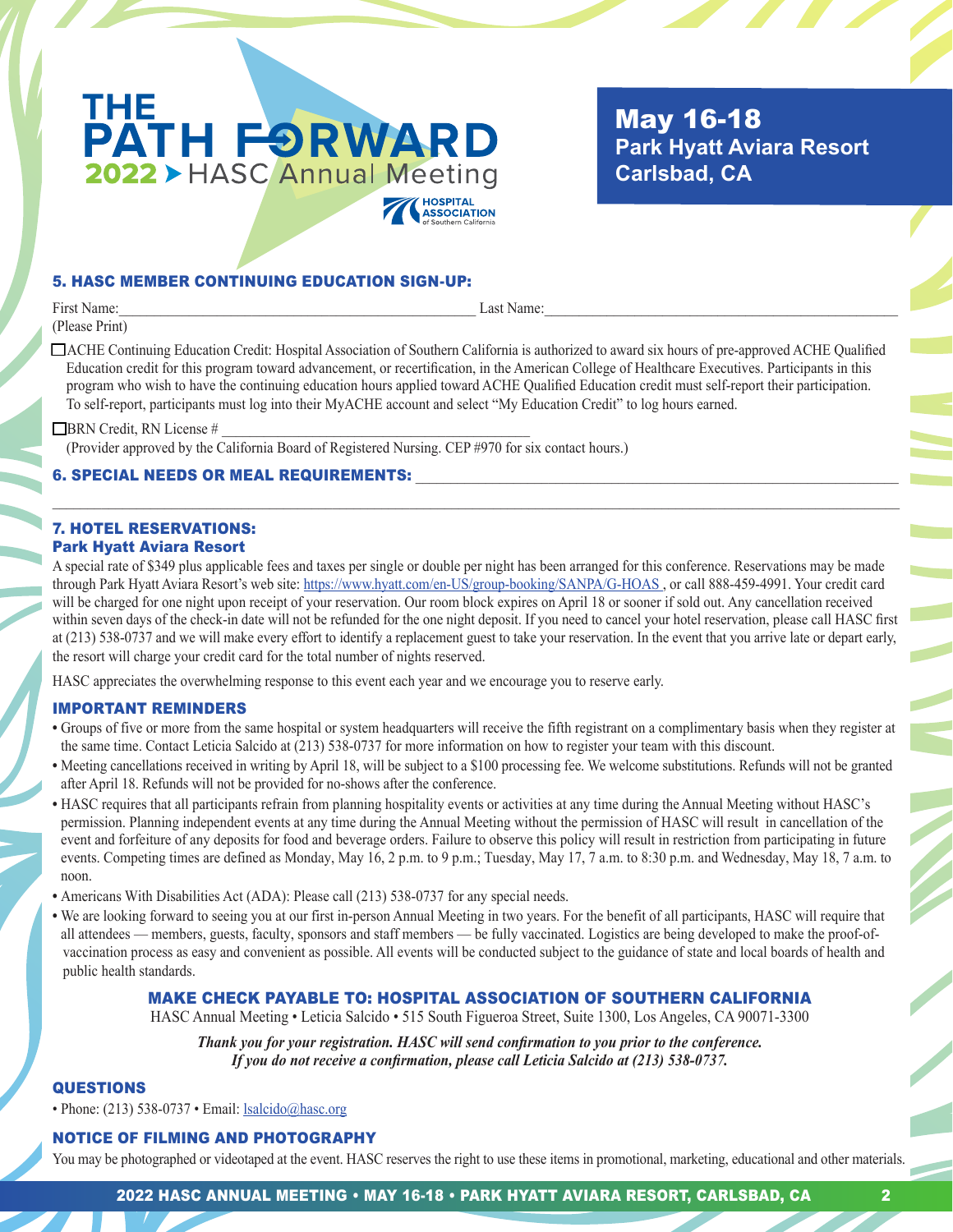# THE PATH FORWARD
## 2022 ▸ HASC Annual Meeting

HOSPITAL ASSOCIATION of Southern California

**May 16-18**
**Park Hyatt Aviara Resort**
**Carlsbad, CA**

### 5. HASC MEMBER CONTINUING EDUCATION SIGN-UP:

First Name:_______________________________ Last Name:_______________________________
(Please Print)

☐ ACHE Continuing Education Credit: Hospital Association of Southern California is authorized to award six hours of pre-approved ACHE Qualified Education credit for this program toward advancement, or recertification, in the American College of Healthcare Executives. Participants in this program who wish to have the continuing education hours applied toward ACHE Qualified Education credit must self-report their participation. To self-report, participants must log into their MyACHE account and select "My Education Credit" to log hours earned.

☐ BRN Credit, RN License # _______________________________
(Provider approved by the California Board of Registered Nursing. CEP #970 for six contact hours.)

### 6. SPECIAL NEEDS OR MEAL REQUIREMENTS: _______________________________

### 7. HOTEL RESERVATIONS:
#### Park Hyatt Aviara Resort

A special rate of $349 plus applicable fees and taxes per single or double per night has been arranged for this conference. Reservations may be made through Park Hyatt Aviara Resort's web site: https://www.hyatt.com/en-US/group-booking/SANPA/G-HOAS , or call 888-459-4991. Your credit card will be charged for one night upon receipt of your reservation. Our room block expires on April 18 or sooner if sold out. Any cancellation received within seven days of the check-in date will not be refunded for the one night deposit. If you need to cancel your hotel reservation, please call HASC first at (213) 538-0737 and we will make every effort to identify a replacement guest to take your reservation. In the event that you arrive late or depart early, the resort will charge your credit card for the total number of nights reserved.

HASC appreciates the overwhelming response to this event each year and we encourage you to reserve early.

### IMPORTANT REMINDERS

- Groups of five or more from the same hospital or system headquarters will receive the fifth registrant on a complimentary basis when they register at the same time. Contact Leticia Salcido at (213) 538-0737 for more information on how to register your team with this discount.
- Meeting cancellations received in writing by April 18, will be subject to a $100 processing fee. We welcome substitutions. Refunds will not be granted after April 18. Refunds will not be provided for no-shows after the conference.
- HASC requires that all participants refrain from planning hospitality events or activities at any time during the Annual Meeting without HASC's permission. Planning independent events at any time during the Annual Meeting without the permission of HASC will result in cancellation of the event and forfeiture of any deposits for food and beverage orders. Failure to observe this policy will result in restriction from participating in future events. Competing times are defined as Monday, May 16, 2 p.m. to 9 p.m.; Tuesday, May 17, 7 a.m. to 8:30 p.m. and Wednesday, May 18, 7 a.m. to noon.
- Americans With Disabilities Act (ADA): Please call (213) 538-0737 for any special needs.
- We are looking forward to seeing you at our first in-person Annual Meeting in two years. For the benefit of all participants, HASC will require that all attendees — members, guests, faculty, sponsors and staff members — be fully vaccinated. Logistics are being developed to make the proof-of-vaccination process as easy and convenient as possible. All events will be conducted subject to the guidance of state and local boards of health and public health standards.

**MAKE CHECK PAYABLE TO: HOSPITAL ASSOCIATION OF SOUTHERN CALIFORNIA**

HASC Annual Meeting • Leticia Salcido • 515 South Figueroa Street, Suite 1300, Los Angeles, CA 90071-3300

***Thank you for your registration. HASC will send confirmation to you prior to the conference. If you do not receive a confirmation, please call Leticia Salcido at (213) 538-0737.***

### QUESTIONS

- Phone: (213) 538-0737 • Email: lsalcido@hasc.org

### NOTICE OF FILMING AND PHOTOGRAPHY

You may be photographed or videotaped at the event. HASC reserves the right to use these items in promotional, marketing, educational and other materials.